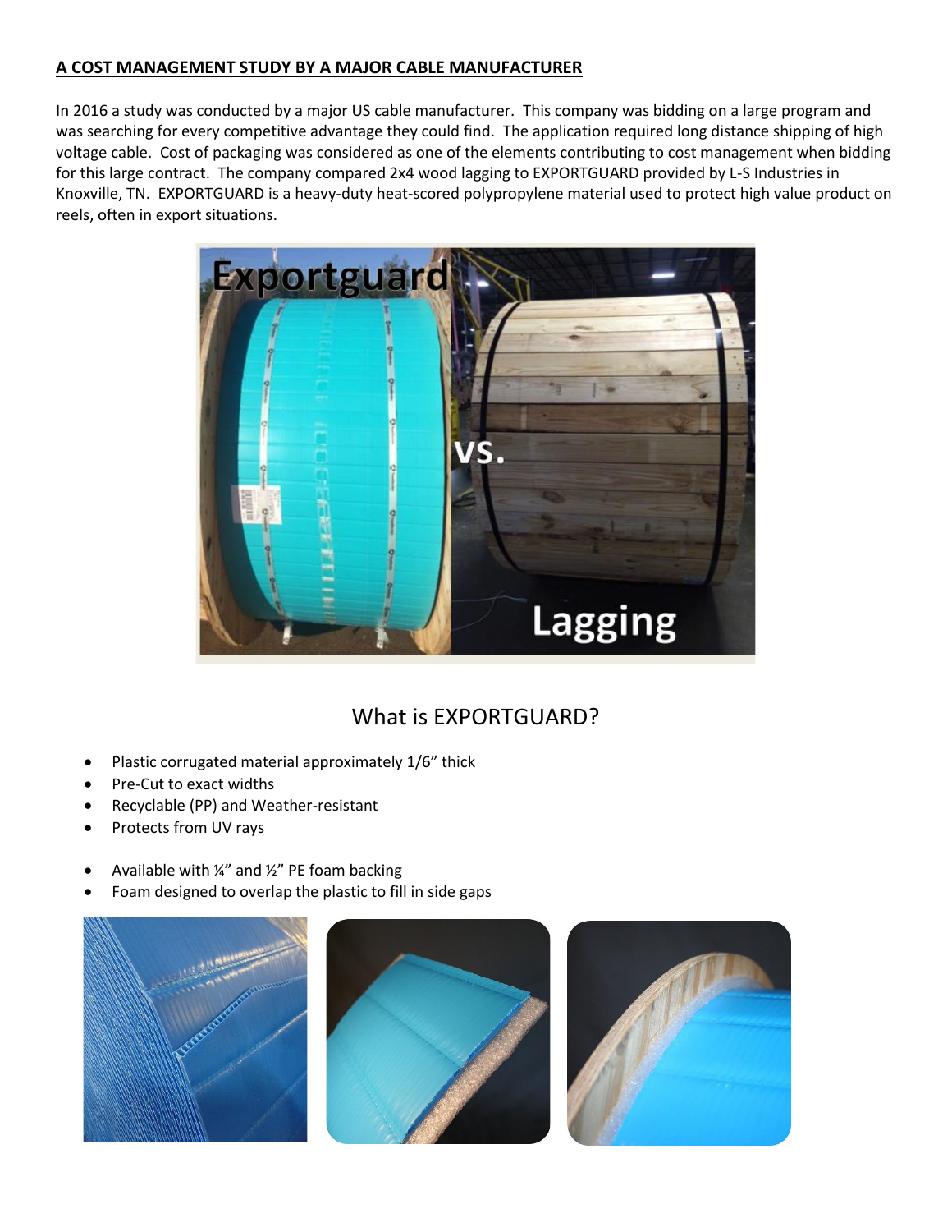## A COST MANAGEMENT STUDY BY A MAJOR CABLE MANUFACTURER

In 2016 a study was conducted by a major US cable manufacturer. This company was bidding on a large program and was searching for every competitive advantage they could find. The application required long distance shipping of high voltage cable. Cost of packaging was considered as one of the elements contributing to cost management when bidding for this large contract. The company compared 2x4 wood lagging to EXPORTGUARD provided by L-S Industries in Knoxville, TN. EXPORTGUARD is a heavy-duty heat-scored polypropylene material used to protect high value product on reels, often in export situations.

## What is EXPORTGUARD?

- Plastic corrugated material approximately 1/6" thick
- Pre-Cut to exact widths
- Recyclable (PP) and Weather-resistant
- Protects from UV rays

- Available with ¼" and ½" PE foam backing
- Foam designed to overlap the plastic to fill in side gaps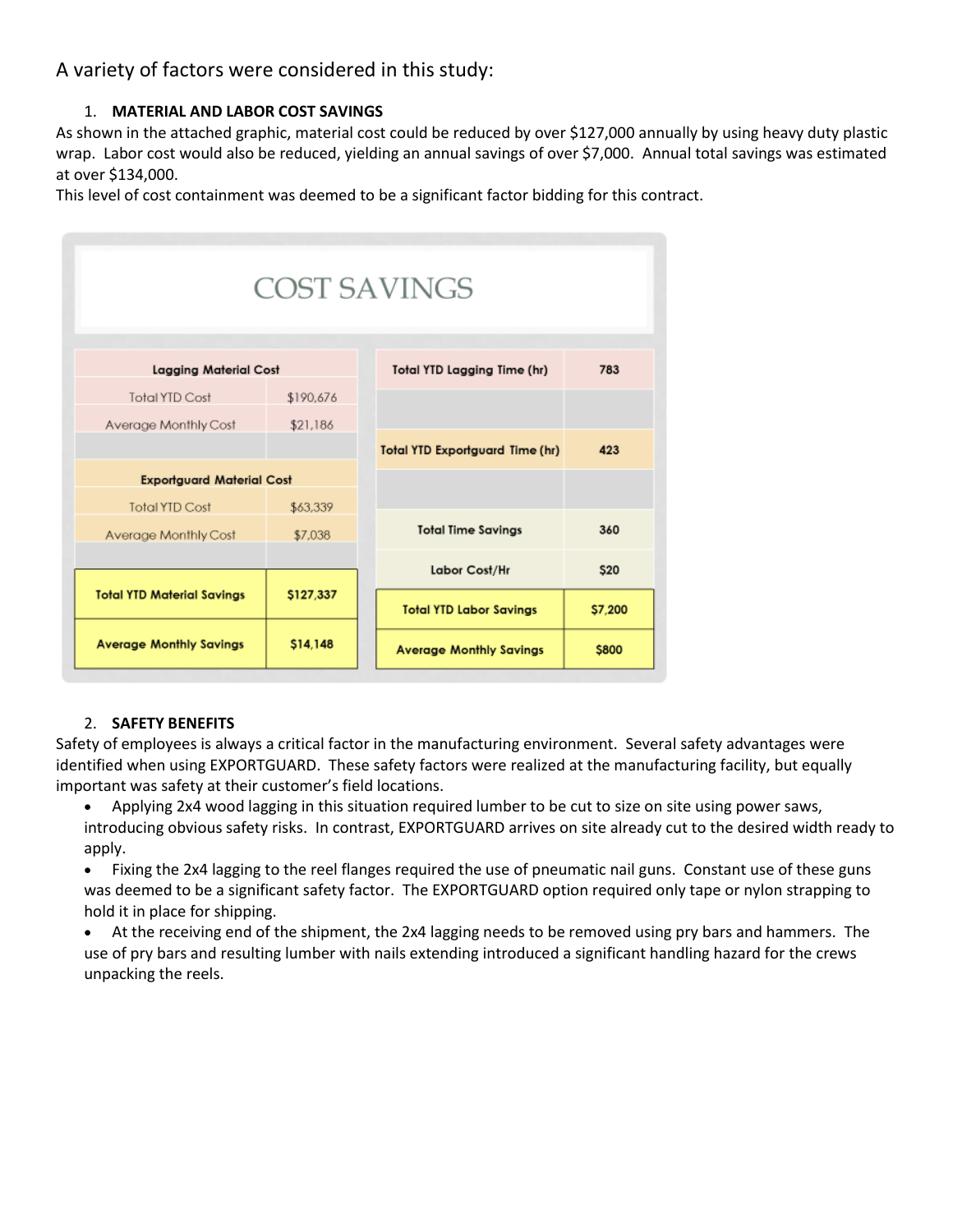A variety of factors were considered in this study:

1. **MATERIAL AND LABOR COST SAVINGS**

As shown in the attached graphic, material cost could be reduced by over $127,000 annually by using heavy duty plastic wrap. Labor cost would also be reduced, yielding an annual savings of over $7,000. Annual total savings was estimated at over $134,000.

This level of cost containment was deemed to be a significant factor bidding for this contract.

**COST SAVINGS**

| Lagging Material Cost | |
|---|---|
| Total YTD Cost | $190,676 |
| Average Monthly Cost | $21,186 |
| | |
| **Exportguard Material Cost** | |
| Total YTD Cost | $63,339 |
| Average Monthly Cost | $7,038 |
| | |
| **Total YTD Material Savings** | **$127,337** |
| **Average Monthly Savings** | **$14,148** |

| Item | Value |
|---|---|
| Total YTD Lagging Time (hr) | 783 |
| | |
| Total YTD Exportguard Time (hr) | 423 |
| | |
| Total Time Savings | 360 |
| Labor Cost/Hr | $20 |
| **Total YTD Labor Savings** | **$7,200** |
| **Average Monthly Savings** | **$800** |

2. **SAFETY BENEFITS**

Safety of employees is always a critical factor in the manufacturing environment. Several safety advantages were identified when using EXPORTGUARD. These safety factors were realized at the manufacturing facility, but equally important was safety at their customer's field locations.

- Applying 2x4 wood lagging in this situation required lumber to be cut to size on site using power saws, introducing obvious safety risks. In contrast, EXPORTGUARD arrives on site already cut to the desired width ready to apply.
- Fixing the 2x4 lagging to the reel flanges required the use of pneumatic nail guns. Constant use of these guns was deemed to be a significant safety factor. The EXPORTGUARD option required only tape or nylon strapping to hold it in place for shipping.
- At the receiving end of the shipment, the 2x4 lagging needs to be removed using pry bars and hammers. The use of pry bars and resulting lumber with nails extending introduced a significant handling hazard for the crews unpacking the reels.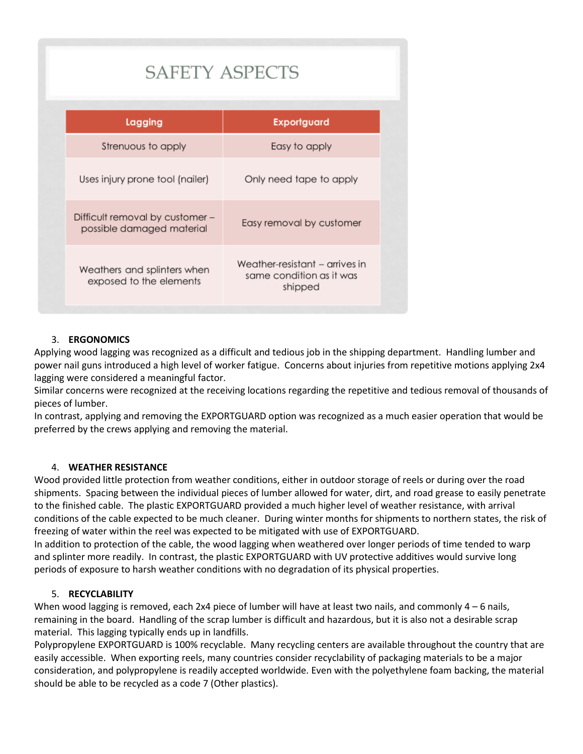## SAFETY ASPECTS

| Lagging | Exportguard |
|---|---|
| Strenuous to apply | Easy to apply |
| Uses injury prone tool (nailer) | Only need tape to apply |
| Difficult removal by customer – possible damaged material | Easy removal by customer |
| Weathers and splinters when exposed to the elements | Weather-resistant – arrives in same condition as it was shipped |

3. **ERGONOMICS**

Applying wood lagging was recognized as a difficult and tedious job in the shipping department. Handling lumber and power nail guns introduced a high level of worker fatigue. Concerns about injuries from repetitive motions applying 2x4 lagging were considered a meaningful factor.

Similar concerns were recognized at the receiving locations regarding the repetitive and tedious removal of thousands of pieces of lumber.

In contrast, applying and removing the EXPORTGUARD option was recognized as a much easier operation that would be preferred by the crews applying and removing the material.

4. **WEATHER RESISTANCE**

Wood provided little protection from weather conditions, either in outdoor storage of reels or during over the road shipments. Spacing between the individual pieces of lumber allowed for water, dirt, and road grease to easily penetrate to the finished cable. The plastic EXPORTGUARD provided a much higher level of weather resistance, with arrival conditions of the cable expected to be much cleaner. During winter months for shipments to northern states, the risk of freezing of water within the reel was expected to be mitigated with use of EXPORTGUARD.

In addition to protection of the cable, the wood lagging when weathered over longer periods of time tended to warp and splinter more readily. In contrast, the plastic EXPORTGUARD with UV protective additives would survive long periods of exposure to harsh weather conditions with no degradation of its physical properties.

5. **RECYCLABILITY**

When wood lagging is removed, each 2x4 piece of lumber will have at least two nails, and commonly 4 – 6 nails, remaining in the board. Handling of the scrap lumber is difficult and hazardous, but it is also not a desirable scrap material. This lagging typically ends up in landfills.

Polypropylene EXPORTGUARD is 100% recyclable. Many recycling centers are available throughout the country that are easily accessible. When exporting reels, many countries consider recyclability of packaging materials to be a major consideration, and polypropylene is readily accepted worldwide. Even with the polyethylene foam backing, the material should be able to be recycled as a code 7 (Other plastics).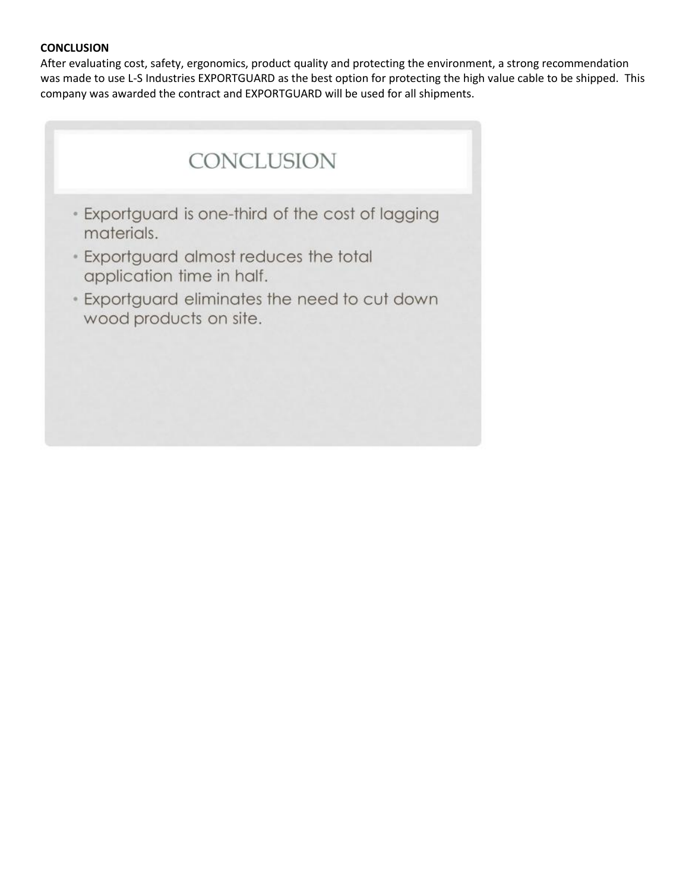**CONCLUSION**

After evaluating cost, safety, ergonomics, product quality and protecting the environment, a strong recommendation was made to use L-S Industries EXPORTGUARD as the best option for protecting the high value cable to be shipped. This company was awarded the contract and EXPORTGUARD will be used for all shipments.

# CONCLUSION

- Exportguard is one-third of the cost of lagging materials.
- Exportguard almost reduces the total application time in half.
- Exportguard eliminates the need to cut down wood products on site.